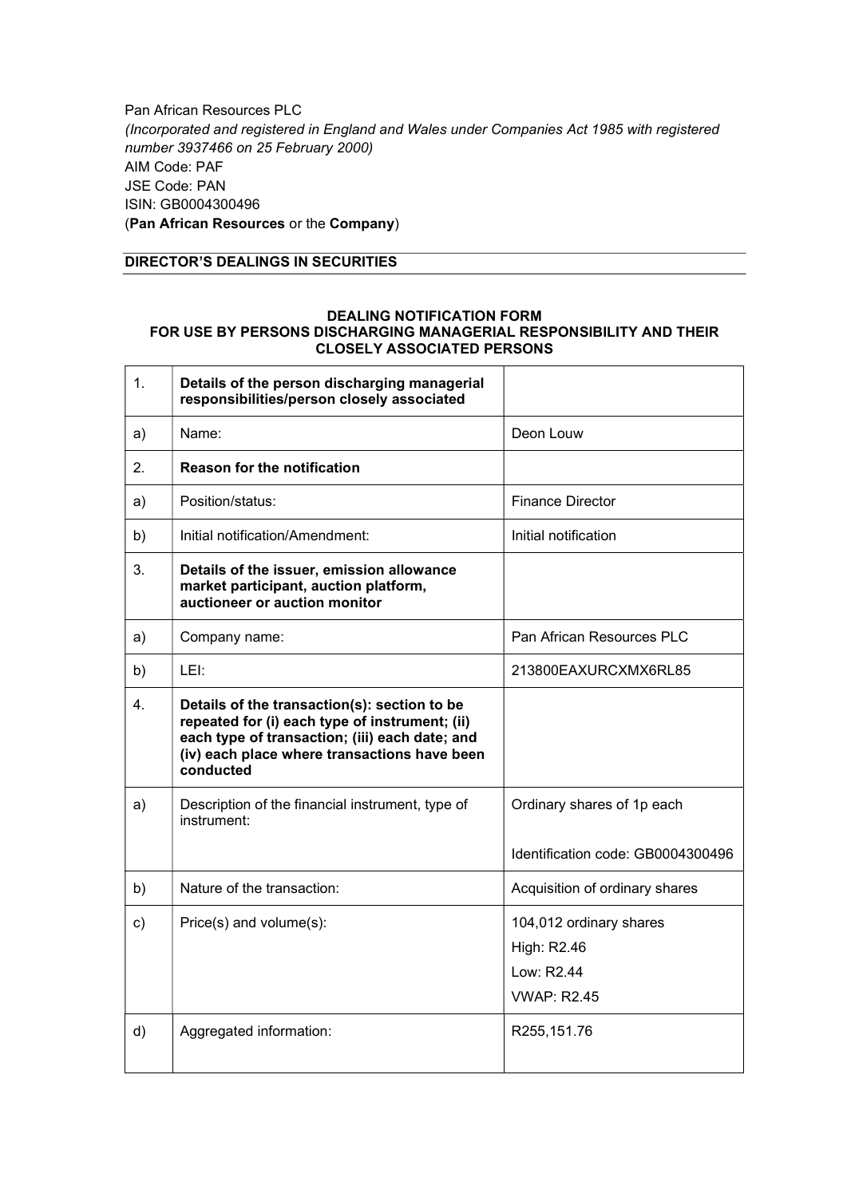Pan African Resources PLC
*(Incorporated and registered in England and Wales under Companies Act 1985 with registered number 3937466 on 25 February 2000)*
AIM Code: PAF
JSE Code: PAN
ISIN: GB0004300496
(**Pan African Resources** or the **Company**)

## DIRECTOR'S DEALINGS IN SECURITIES

### DEALING NOTIFICATION FORM
### FOR USE BY PERSONS DISCHARGING MANAGERIAL RESPONSIBILITY AND THEIR CLOSELY ASSOCIATED PERSONS

| | | |
|---|---|---|
| 1. | **Details of the person discharging managerial responsibilities/person closely associated** | |
| a) | Name: | Deon Louw |
| 2. | **Reason for the notification** | |
| a) | Position/status: | Finance Director |
| b) | Initial notification/Amendment: | Initial notification |
| 3. | **Details of the issuer, emission allowance market participant, auction platform, auctioneer or auction monitor** | |
| a) | Company name: | Pan African Resources PLC |
| b) | LEI: | 213800EAXURCXMX6RL85 |
| 4. | **Details of the transaction(s): section to be repeated for (i) each type of instrument; (ii) each type of transaction; (iii) each date; and (iv) each place where transactions have been conducted** | |
| a) | Description of the financial instrument, type of instrument: | Ordinary shares of 1p each<br><br>Identification code: GB0004300496 |
| b) | Nature of the transaction: | Acquisition of ordinary shares |
| c) | Price(s) and volume(s): | 104,012 ordinary shares<br>High: R2.46<br>Low: R2.44<br>VWAP: R2.45 |
| d) | Aggregated information: | R255,151.76 |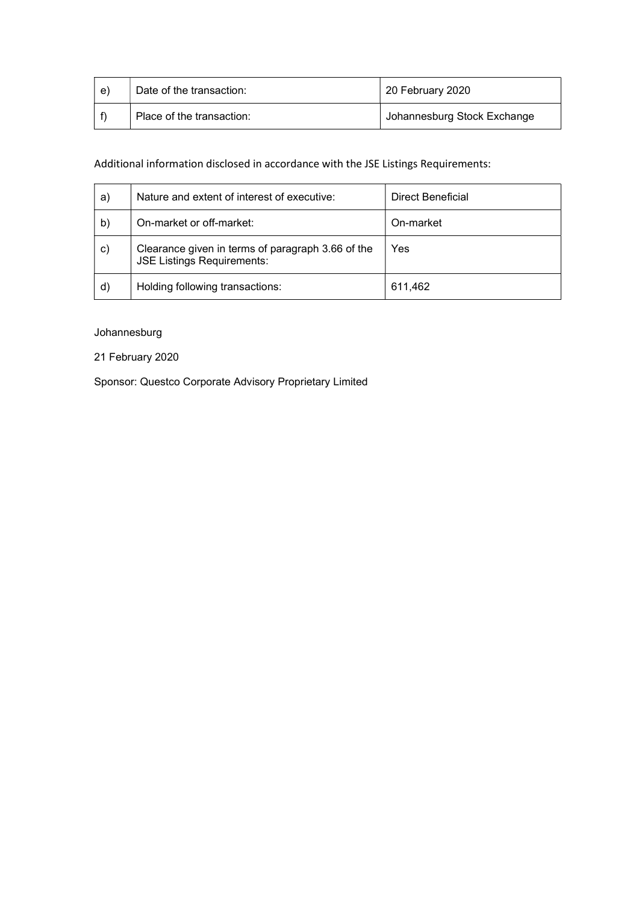| | | |
|---|---|---|
| e) | Date of the transaction: | 20 February 2020 |
| f) | Place of the transaction: | Johannesburg Stock Exchange |

Additional information disclosed in accordance with the JSE Listings Requirements:

| | | |
|---|---|---|
| a) | Nature and extent of interest of executive: | Direct Beneficial |
| b) | On-market or off-market: | On-market |
| c) | Clearance given in terms of paragraph 3.66 of the JSE Listings Requirements: | Yes |
| d) | Holding following transactions: | 611,462 |

Johannesburg

21 February 2020

Sponsor: Questco Corporate Advisory Proprietary Limited